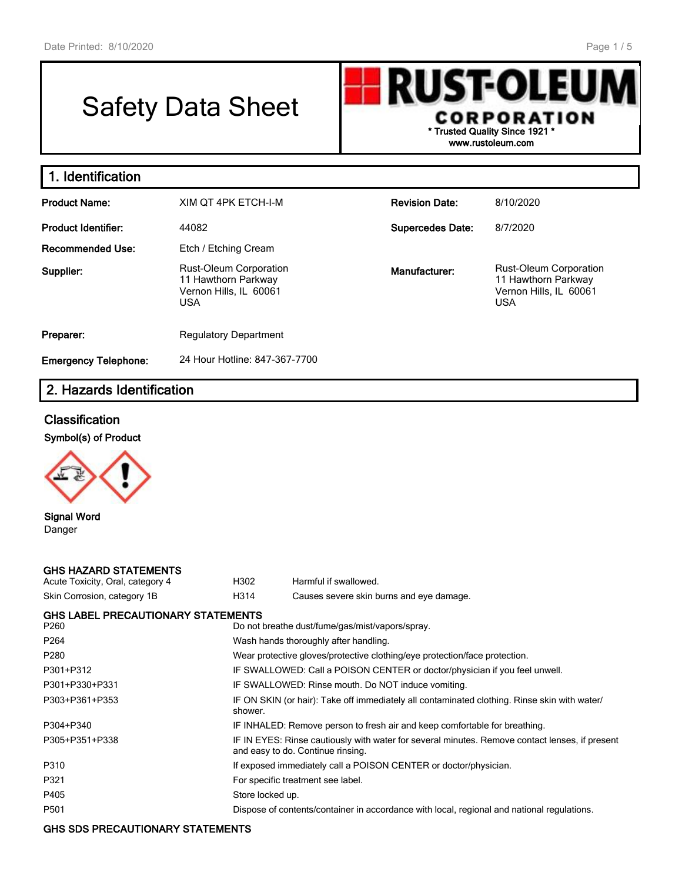# Safety Data Sheet

**RUST-OLEUM CORPORATION**
**\* Trusted Quality Since 1921 \***
**www.rustoleum.com**

## 1. Identification

| | | | |
|---|---|---|---|
| **Product Name:** | XIM QT 4PK ETCH-I-M | **Revision Date:** | 8/10/2020 |
| **Product Identifier:** | 44082 | **Supercedes Date:** | 8/7/2020 |
| **Recommended Use:** | Etch / Etching Cream | | |
| **Supplier:** | Rust-Oleum Corporation<br>11 Hawthorn Parkway<br>Vernon Hills, IL 60061<br>USA | **Manufacturer:** | Rust-Oleum Corporation<br>11 Hawthorn Parkway<br>Vernon Hills, IL 60061<br>USA |
| **Preparer:** | Regulatory Department | | |
| **Emergency Telephone:** | 24 Hour Hotline: 847-367-7700 | | |

## 2. Hazards Identification

### Classification

**Symbol(s) of Product**

**Signal Word**
Danger

**GHS HAZARD STATEMENTS**

| | | |
|---|---|---|
| Acute Toxicity, Oral, category 4 | H302 | Harmful if swallowed. |
| Skin Corrosion, category 1B | H314 | Causes severe skin burns and eye damage. |

**GHS LABEL PRECAUTIONARY STATEMENTS**

| | |
|---|---|
| P260 | Do not breathe dust/fume/gas/mist/vapors/spray. |
| P264 | Wash hands thoroughly after handling. |
| P280 | Wear protective gloves/protective clothing/eye protection/face protection. |
| P301+P312 | IF SWALLOWED: Call a POISON CENTER or doctor/physician if you feel unwell. |
| P301+P330+P331 | IF SWALLOWED: Rinse mouth. Do NOT induce vomiting. |
| P303+P361+P353 | IF ON SKIN (or hair): Take off immediately all contaminated clothing. Rinse skin with water/shower. |
| P304+P340 | IF INHALED: Remove person to fresh air and keep comfortable for breathing. |
| P305+P351+P338 | IF IN EYES: Rinse cautiously with water for several minutes. Remove contact lenses, if present and easy to do. Continue rinsing. |
| P310 | If exposed immediately call a POISON CENTER or doctor/physician. |
| P321 | For specific treatment see label. |
| P405 | Store locked up. |
| P501 | Dispose of contents/container in accordance with local, regional and national regulations. |

**GHS SDS PRECAUTIONARY STATEMENTS**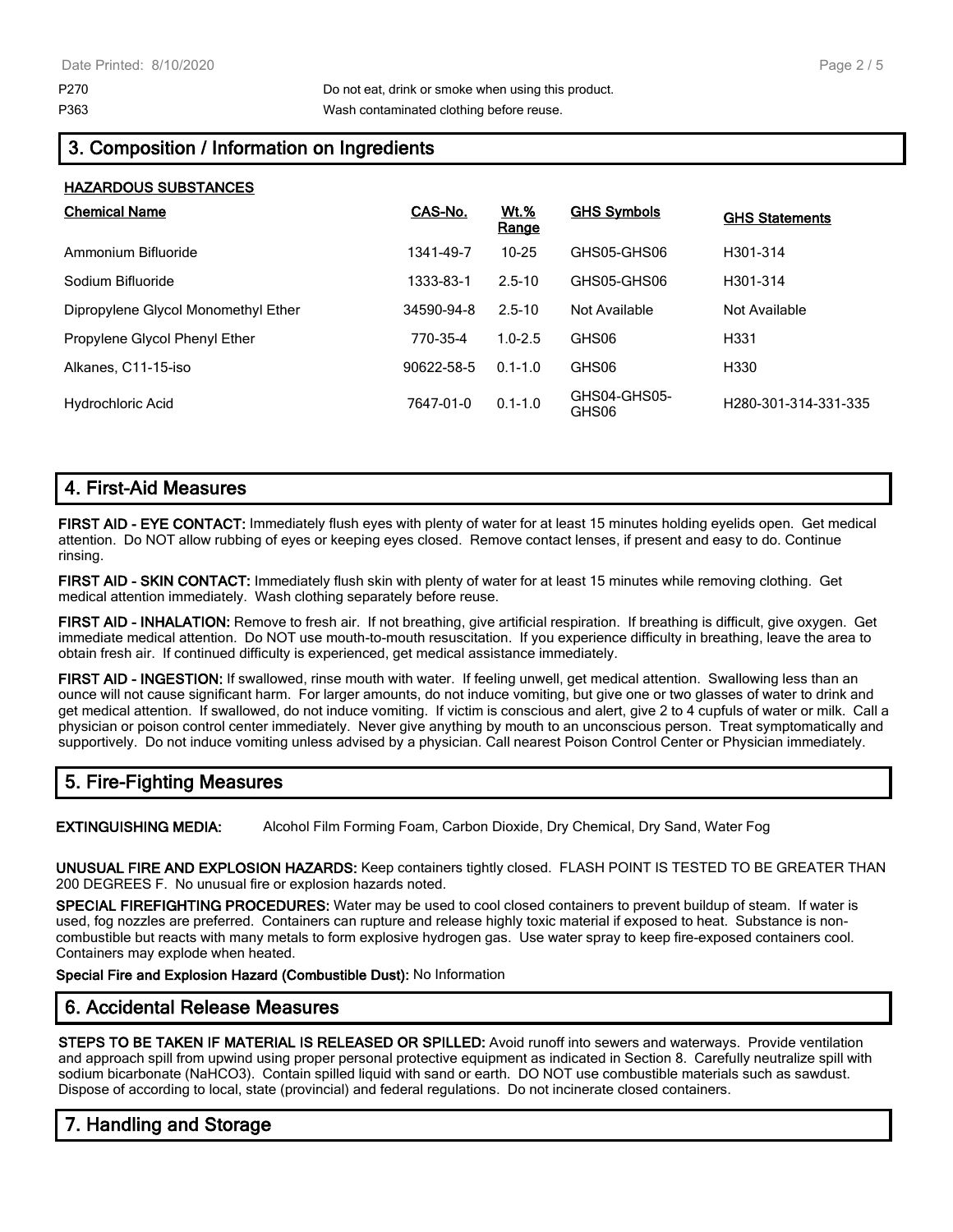P270 Do not eat, drink or smoke when using this product.

P363 Wash contaminated clothing before reuse.

## 3. Composition / Information on Ingredients

**HAZARDOUS SUBSTANCES**

| Chemical Name | CAS-No. | Wt.% Range | GHS Symbols | GHS Statements |
|---|---|---|---|---|
| Ammonium Bifluoride | 1341-49-7 | 10-25 | GHS05-GHS06 | H301-314 |
| Sodium Bifluoride | 1333-83-1 | 2.5-10 | GHS05-GHS06 | H301-314 |
| Dipropylene Glycol Monomethyl Ether | 34590-94-8 | 2.5-10 | Not Available | Not Available |
| Propylene Glycol Phenyl Ether | 770-35-4 | 1.0-2.5 | GHS06 | H331 |
| Alkanes, C11-15-iso | 90622-58-5 | 0.1-1.0 | GHS06 | H330 |
| Hydrochloric Acid | 7647-01-0 | 0.1-1.0 | GHS04-GHS05-GHS06 | H280-301-314-331-335 |

## 4. First-Aid Measures

**FIRST AID - EYE CONTACT:** Immediately flush eyes with plenty of water for at least 15 minutes holding eyelids open. Get medical attention. Do NOT allow rubbing of eyes or keeping eyes closed. Remove contact lenses, if present and easy to do. Continue rinsing.

**FIRST AID - SKIN CONTACT:** Immediately flush skin with plenty of water for at least 15 minutes while removing clothing. Get medical attention immediately. Wash clothing separately before reuse.

**FIRST AID - INHALATION:** Remove to fresh air. If not breathing, give artificial respiration. If breathing is difficult, give oxygen. Get immediate medical attention. Do NOT use mouth-to-mouth resuscitation. If you experience difficulty in breathing, leave the area to obtain fresh air. If continued difficulty is experienced, get medical assistance immediately.

**FIRST AID - INGESTION:** If swallowed, rinse mouth with water. If feeling unwell, get medical attention. Swallowing less than an ounce will not cause significant harm. For larger amounts, do not induce vomiting, but give one or two glasses of water to drink and get medical attention. If swallowed, do not induce vomiting. If victim is conscious and alert, give 2 to 4 cupfuls of water or milk. Call a physician or poison control center immediately. Never give anything by mouth to an unconscious person. Treat symptomatically and supportively. Do not induce vomiting unless advised by a physician. Call nearest Poison Control Center or Physician immediately.

## 5. Fire-Fighting Measures

**EXTINGUISHING MEDIA:** Alcohol Film Forming Foam, Carbon Dioxide, Dry Chemical, Dry Sand, Water Fog

**UNUSUAL FIRE AND EXPLOSION HAZARDS:** Keep containers tightly closed. FLASH POINT IS TESTED TO BE GREATER THAN 200 DEGREES F. No unusual fire or explosion hazards noted.

**SPECIAL FIREFIGHTING PROCEDURES:** Water may be used to cool closed containers to prevent buildup of steam. If water is used, fog nozzles are preferred. Containers can rupture and release highly toxic material if exposed to heat. Substance is non-combustible but reacts with many metals to form explosive hydrogen gas. Use water spray to keep fire-exposed containers cool. Containers may explode when heated.

**Special Fire and Explosion Hazard (Combustible Dust):** No Information

## 6. Accidental Release Measures

**STEPS TO BE TAKEN IF MATERIAL IS RELEASED OR SPILLED:** Avoid runoff into sewers and waterways. Provide ventilation and approach spill from upwind using proper personal protective equipment as indicated in Section 8. Carefully neutralize spill with sodium bicarbonate ($NaHCO_3$). Contain spilled liquid with sand or earth. DO NOT use combustible materials such as sawdust. Dispose of according to local, state (provincial) and federal regulations. Do not incinerate closed containers.

## 7. Handling and Storage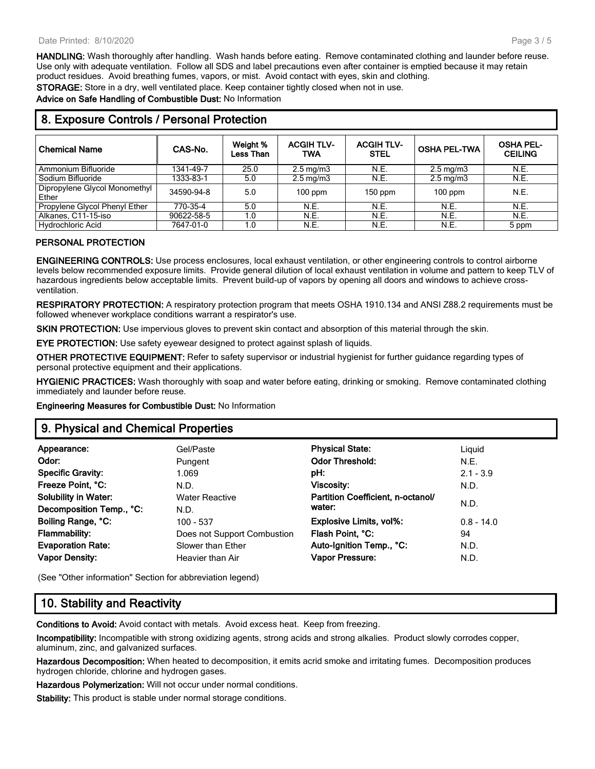**HANDLING:** Wash thoroughly after handling. Wash hands before eating. Remove contaminated clothing and launder before reuse. Use only with adequate ventilation. Follow all SDS and label precautions even after container is emptied because it may retain product residues. Avoid breathing fumes, vapors, or mist. Avoid contact with eyes, skin and clothing.

**STORAGE:** Store in a dry, well ventilated place. Keep container tightly closed when not in use.

**Advice on Safe Handling of Combustible Dust:** No Information

## 8. Exposure Controls / Personal Protection

| Chemical Name | CAS-No. | Weight % Less Than | ACGIH TLV-TWA | ACGIH TLV-STEL | OSHA PEL-TWA | OSHA PEL-CEILING |
|---|---|---|---|---|---|---|
| Ammonium Bifluoride | 1341-49-7 | 25.0 | 2.5 mg/m3 | N.E. | 2.5 mg/m3 | N.E. |
| Sodium Bifluoride | 1333-83-1 | 5.0 | 2.5 mg/m3 | N.E. | 2.5 mg/m3 | N.E. |
| Dipropylene Glycol Monomethyl Ether | 34590-94-8 | 5.0 | 100 ppm | 150 ppm | 100 ppm | N.E. |
| Propylene Glycol Phenyl Ether | 770-35-4 | 5.0 | N.E. | N.E. | N.E. | N.E. |
| Alkanes, C11-15-iso | 90622-58-5 | 1.0 | N.E. | N.E. | N.E. | N.E. |
| Hydrochloric Acid | 7647-01-0 | 1.0 | N.E. | N.E. | N.E. | 5 ppm |

### PERSONAL PROTECTION

**ENGINEERING CONTROLS:** Use process enclosures, local exhaust ventilation, or other engineering controls to control airborne levels below recommended exposure limits. Provide general dilution of local exhaust ventilation in volume and pattern to keep TLV of hazardous ingredients below acceptable limits. Prevent build-up of vapors by opening all doors and windows to achieve cross-ventilation.

**RESPIRATORY PROTECTION:** A respiratory protection program that meets OSHA 1910.134 and ANSI Z88.2 requirements must be followed whenever workplace conditions warrant a respirator's use.

**SKIN PROTECTION:** Use impervious gloves to prevent skin contact and absorption of this material through the skin.

**EYE PROTECTION:** Use safety eyewear designed to protect against splash of liquids.

**OTHER PROTECTIVE EQUIPMENT:** Refer to safety supervisor or industrial hygienist for further guidance regarding types of personal protective equipment and their applications.

**HYGIENIC PRACTICES:** Wash thoroughly with soap and water before eating, drinking or smoking. Remove contaminated clothing immediately and launder before reuse.

**Engineering Measures for Combustible Dust:** No Information

## 9. Physical and Chemical Properties

| | | | |
|---|---|---|---|
| **Appearance:** | Gel/Paste | **Physical State:** | Liquid |
| **Odor:** | Pungent | **Odor Threshold:** | N.E. |
| **Specific Gravity:** | 1.069 | **pH:** | 2.1 - 3.9 |
| **Freeze Point, °C:** | N.D. | **Viscosity:** | N.D. |
| **Solubility in Water:** | Water Reactive | **Partition Coefficient, n-octanol/ water:** | N.D. |
| **Decomposition Temp., °C:** | N.D. | | |
| **Boiling Range, °C:** | 100 - 537 | **Explosive Limits, vol%:** | 0.8 - 14.0 |
| **Flammability:** | Does not Support Combustion | **Flash Point, °C:** | 94 |
| **Evaporation Rate:** | Slower than Ether | **Auto-Ignition Temp., °C:** | N.D. |
| **Vapor Density:** | Heavier than Air | **Vapor Pressure:** | N.D. |

(See "Other information" Section for abbreviation legend)

## 10. Stability and Reactivity

**Conditions to Avoid:** Avoid contact with metals. Avoid excess heat. Keep from freezing.

**Incompatibility:** Incompatible with strong oxidizing agents, strong acids and strong alkalies. Product slowly corrodes copper, aluminum, zinc, and galvanized surfaces.

**Hazardous Decomposition:** When heated to decomposition, it emits acrid smoke and irritating fumes. Decomposition produces hydrogen chloride, chlorine and hydrogen gases.

**Hazardous Polymerization:** Will not occur under normal conditions.

**Stability:** This product is stable under normal storage conditions.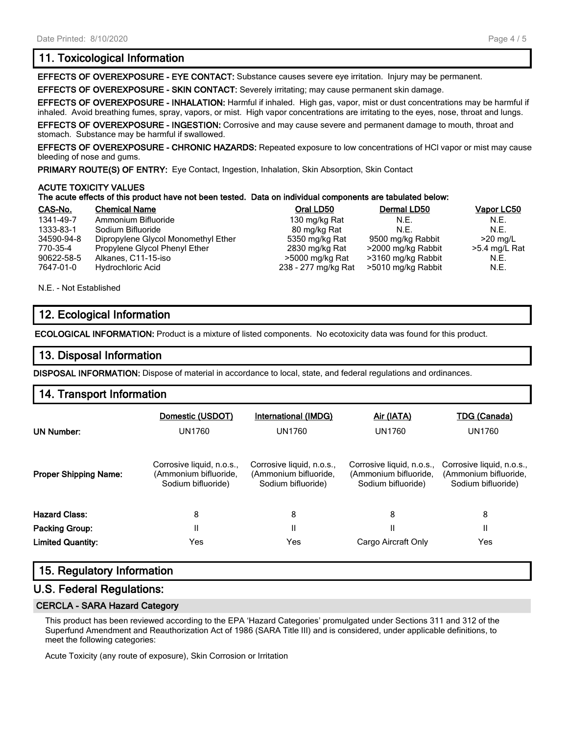## 11. Toxicological Information

**EFFECTS OF OVEREXPOSURE - EYE CONTACT:** Substance causes severe eye irritation. Injury may be permanent.

**EFFECTS OF OVEREXPOSURE - SKIN CONTACT:** Severely irritating; may cause permanent skin damage.

**EFFECTS OF OVEREXPOSURE - INHALATION:** Harmful if inhaled. High gas, vapor, mist or dust concentrations may be harmful if inhaled. Avoid breathing fumes, spray, vapors, or mist. High vapor concentrations are irritating to the eyes, nose, throat and lungs.

**EFFECTS OF OVEREXPOSURE - INGESTION:** Corrosive and may cause severe and permanent damage to mouth, throat and stomach. Substance may be harmful if swallowed.

**EFFECTS OF OVEREXPOSURE - CHRONIC HAZARDS:** Repeated exposure to low concentrations of HCl vapor or mist may cause bleeding of nose and gums.

**PRIMARY ROUTE(S) OF ENTRY:** Eye Contact, Ingestion, Inhalation, Skin Absorption, Skin Contact

**ACUTE TOXICITY VALUES**

**The acute effects of this product have not been tested. Data on individual components are tabulated below:**

| CAS-No. | Chemical Name | Oral LD50 | Dermal LD50 | Vapor LC50 |
|---|---|---|---|---|
| 1341-49-7 | Ammonium Bifluoride | 130 mg/kg Rat | N.E. | N.E. |
| 1333-83-1 | Sodium Bifluoride | 80 mg/kg Rat | N.E. | N.E. |
| 34590-94-8 | Dipropylene Glycol Monomethyl Ether | 5350 mg/kg Rat | 9500 mg/kg Rabbit | >20 mg/L |
| 770-35-4 | Propylene Glycol Phenyl Ether | 2830 mg/kg Rat | >2000 mg/kg Rabbit | >5.4 mg/L Rat |
| 90622-58-5 | Alkanes, C11-15-iso | >5000 mg/kg Rat | >3160 mg/kg Rabbit | N.E. |
| 7647-01-0 | Hydrochloric Acid | 238 - 277 mg/kg Rat | >5010 mg/kg Rabbit | N.E. |

N.E. - Not Established

## 12. Ecological Information

**ECOLOGICAL INFORMATION:** Product is a mixture of listed components. No ecotoxicity data was found for this product.

## 13. Disposal Information

**DISPOSAL INFORMATION:** Dispose of material in accordance to local, state, and federal regulations and ordinances.

## 14. Transport Information

| | Domestic (USDOT) | International (IMDG) | Air (IATA) | TDG (Canada) |
|---|---|---|---|---|
| **UN Number:** | UN1760 | UN1760 | UN1760 | UN1760 |
| **Proper Shipping Name:** | Corrosive liquid, n.o.s., (Ammonium bifluoride, Sodium bifluoride) | Corrosive liquid, n.o.s., (Ammonium bifluoride, Sodium bifluoride) | Corrosive liquid, n.o.s., (Ammonium bifluoride, Sodium bifluoride) | Corrosive liquid, n.o.s., (Ammonium bifluoride, Sodium bifluoride) |
| **Hazard Class:** | 8 | 8 | 8 | 8 |
| **Packing Group:** | II | II | II | II |
| **Limited Quantity:** | Yes | Yes | Cargo Aircraft Only | Yes |

## 15. Regulatory Information

## U.S. Federal Regulations:

### CERCLA - SARA Hazard Category

This product has been reviewed according to the EPA 'Hazard Categories' promulgated under Sections 311 and 312 of the Superfund Amendment and Reauthorization Act of 1986 (SARA Title III) and is considered, under applicable definitions, to meet the following categories:

Acute Toxicity (any route of exposure), Skin Corrosion or Irritation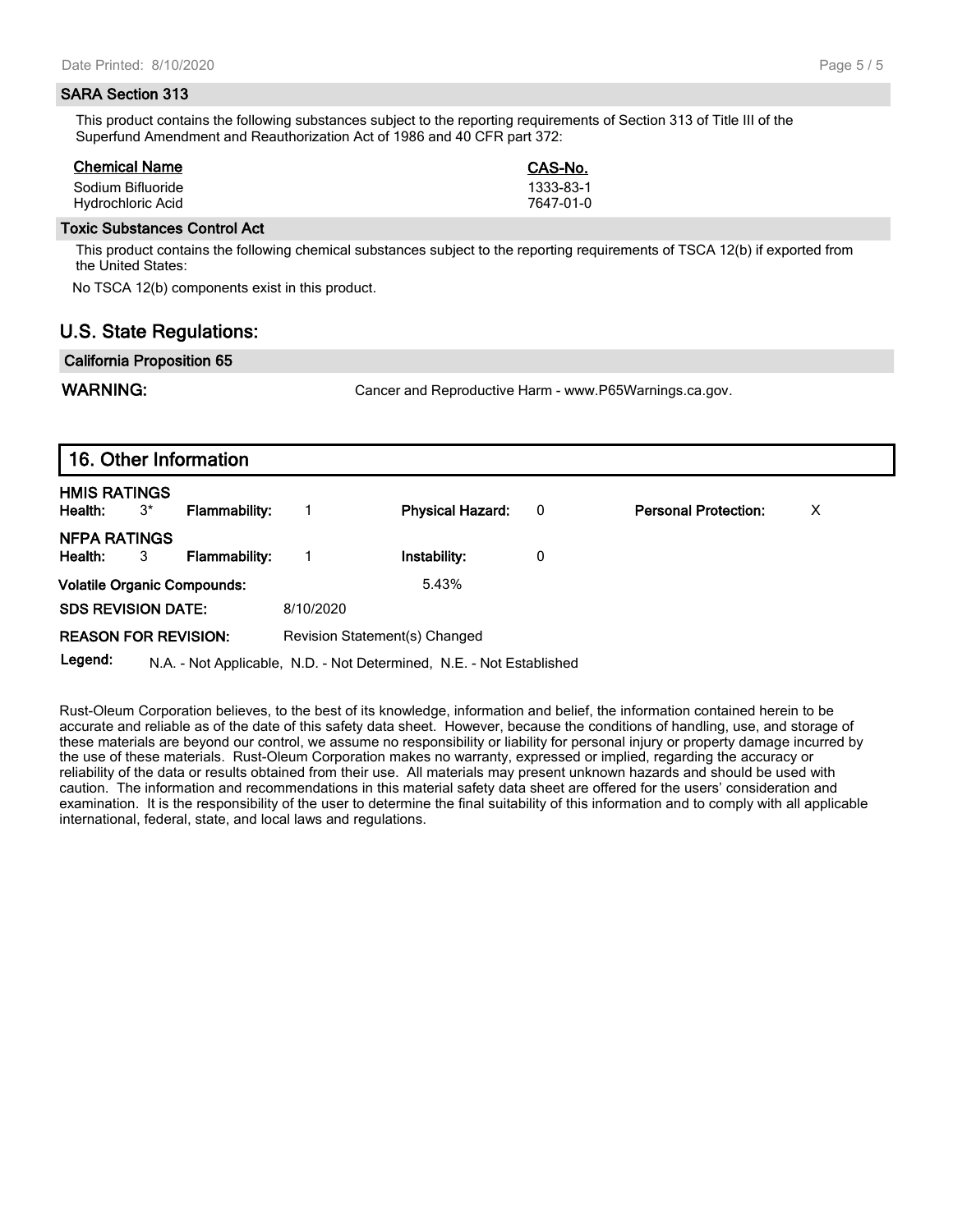### SARA Section 313

This product contains the following substances subject to the reporting requirements of Section 313 of Title III of the Superfund Amendment and Reauthorization Act of 1986 and 40 CFR part 372:

| Chemical Name | CAS-No. |
|---|---|
| Sodium Bifluoride | 1333-83-1 |
| Hydrochloric Acid | 7647-01-0 |

### Toxic Substances Control Act

This product contains the following chemical substances subject to the reporting requirements of TSCA 12(b) if exported from the United States:

No TSCA 12(b) components exist in this product.

## U.S. State Regulations:

### California Proposition 65

**WARNING:** Cancer and Reproductive Harm - www.P65Warnings.ca.gov.

## 16. Other Information

**HMIS RATINGS**

| | | | | | | | |
|---|---|---|---|---|---|---|---|
| **Health:** | 3* | **Flammability:** | 1 | **Physical Hazard:** | 0 | **Personal Protection:** | X |

**NFPA RATINGS**

| | | | | | |
|---|---|---|---|---|---|
| **Health:** | 3 | **Flammability:** | 1 | **Instability:** | 0 |

**Volatile Organic Compounds:** 5.43%

**SDS REVISION DATE:** 8/10/2020

**REASON FOR REVISION:** Revision Statement(s) Changed

**Legend:** N.A. - Not Applicable, N.D. - Not Determined, N.E. - Not Established

Rust-Oleum Corporation believes, to the best of its knowledge, information and belief, the information contained herein to be accurate and reliable as of the date of this safety data sheet. However, because the conditions of handling, use, and storage of these materials are beyond our control, we assume no responsibility or liability for personal injury or property damage incurred by the use of these materials. Rust-Oleum Corporation makes no warranty, expressed or implied, regarding the accuracy or reliability of the data or results obtained from their use. All materials may present unknown hazards and should be used with caution. The information and recommendations in this material safety data sheet are offered for the users' consideration and examination. It is the responsibility of the user to determine the final suitability of this information and to comply with all applicable international, federal, state, and local laws and regulations.